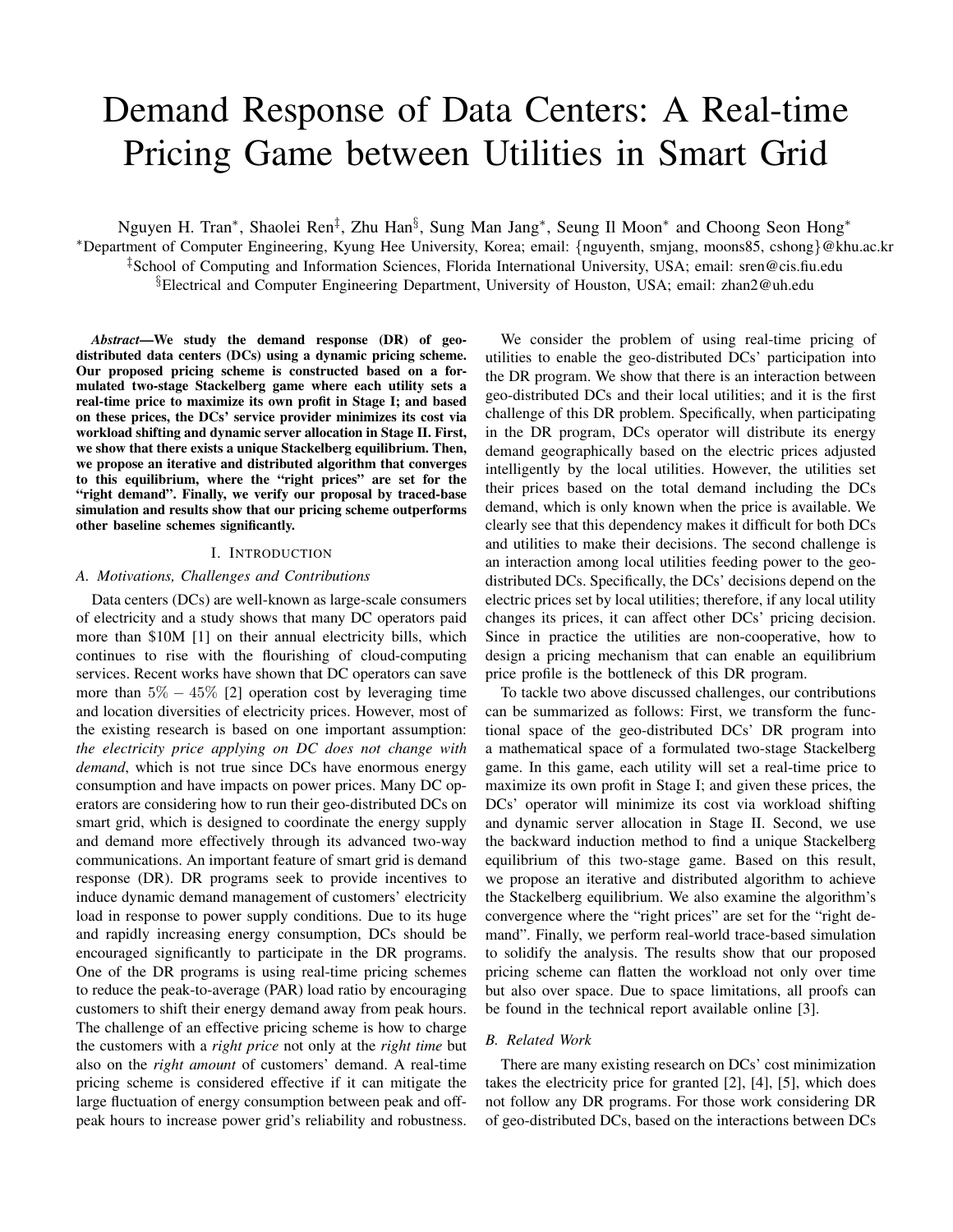# Demand Response of Data Centers: A Real-time Pricing Game between Utilities in Smart Grid

Nguyen H. Tran*, Shaolei Ren‡, Zhu Han§, Sung Man Jang*, Seung Il Moon* and Choong Seon Hong*

*Department of Computer Engineering, Kyung Hee University, Korea; email: {nguyenth, smjang, moons85, cshong}@khu.ac.kr

‡School of Computing and Information Sciences, Florida International University, USA; email: sren@cis.fiu.edu

§Electrical and Computer Engineering Department, University of Houston, USA; email: zhan2@uh.edu

***Abstract*—We study the demand response (DR) of geo-distributed data centers (DCs) using a dynamic pricing scheme. Our proposed pricing scheme is constructed based on a formulated two-stage Stackelberg game where each utility sets a real-time price to maximize its own profit in Stage I; and based on these prices, the DCs' service provider minimizes its cost via workload shifting and dynamic server allocation in Stage II. First, we show that there exists a unique Stackelberg equilibrium. Then, we propose an iterative and distributed algorithm that converges to this equilibrium, where the "right prices" are set for the "right demand". Finally, we verify our proposal by traced-base simulation and results show that our pricing scheme outperforms other baseline schemes significantly.**

## I. Introduction

### A. Motivations, Challenges and Contributions

Data centers (DCs) are well-known as large-scale consumers of electricity and a study shows that many DC operators paid more than \$10M [1] on their annual electricity bills, which continues to rise with the flourishing of cloud-computing services. Recent works have shown that DC operators can save more than $5\% - 45\%$ [2] operation cost by leveraging time and location diversities of electricity prices. However, most of the existing research is based on one important assumption: *the electricity price applying on DC does not change with demand*, which is not true since DCs have enormous energy consumption and have impacts on power prices. Many DC operators are considering how to run their geo-distributed DCs on smart grid, which is designed to coordinate the energy supply and demand more effectively through its advanced two-way communications. An important feature of smart grid is demand response (DR). DR programs seek to provide incentives to induce dynamic demand management of customers' electricity load in response to power supply conditions. Due to its huge and rapidly increasing energy consumption, DCs should be encouraged significantly to participate in the DR programs. One of the DR programs is using real-time pricing schemes to reduce the peak-to-average (PAR) load ratio by encouraging customers to shift their energy demand away from peak hours. The challenge of an effective pricing scheme is how to charge the customers with a *right price* not only at the *right time* but also on the *right amount* of customers' demand. A real-time pricing scheme is considered effective if it can mitigate the large fluctuation of energy consumption between peak and off-peak hours to increase power grid's reliability and robustness.

We consider the problem of using real-time pricing of utilities to enable the geo-distributed DCs' participation into the DR program. We show that there is an interaction between geo-distributed DCs and their local utilities; and it is the first challenge of this DR problem. Specifically, when participating in the DR program, DCs operator will distribute its energy demand geographically based on the electric prices adjusted intelligently by the local utilities. However, the utilities set their prices based on the total demand including the DCs demand, which is only known when the price is available. We clearly see that this dependency makes it difficult for both DCs and utilities to make their decisions. The second challenge is an interaction among local utilities feeding power to the geo-distributed DCs. Specifically, the DCs' decisions depend on the electric prices set by local utilities; therefore, if any local utility changes its prices, it can affect other DCs' pricing decision. Since in practice the utilities are non-cooperative, how to design a pricing mechanism that can enable an equilibrium price profile is the bottleneck of this DR program.

To tackle two above discussed challenges, our contributions can be summarized as follows: First, we transform the functional space of the geo-distributed DCs' DR program into a mathematical space of a formulated two-stage Stackelberg game. In this game, each utility will set a real-time price to maximize its own profit in Stage I; and given these prices, the DCs' operator will minimize its cost via workload shifting and dynamic server allocation in Stage II. Second, we use the backward induction method to find a unique Stackelberg equilibrium of this two-stage game. Based on this result, we propose an iterative and distributed algorithm to achieve the Stackelberg equilibrium. We also examine the algorithm's convergence where the "right prices" are set for the "right demand". Finally, we perform real-world trace-based simulation to solidify the analysis. The results show that our proposed pricing scheme can flatten the workload not only over time but also over space. Due to space limitations, all proofs can be found in the technical report available online [3].

### B. Related Work

There are many existing research on DCs' cost minimization takes the electricity price for granted [2], [4], [5], which does not follow any DR programs. For those work considering DR of geo-distributed DCs, based on the interactions between DCs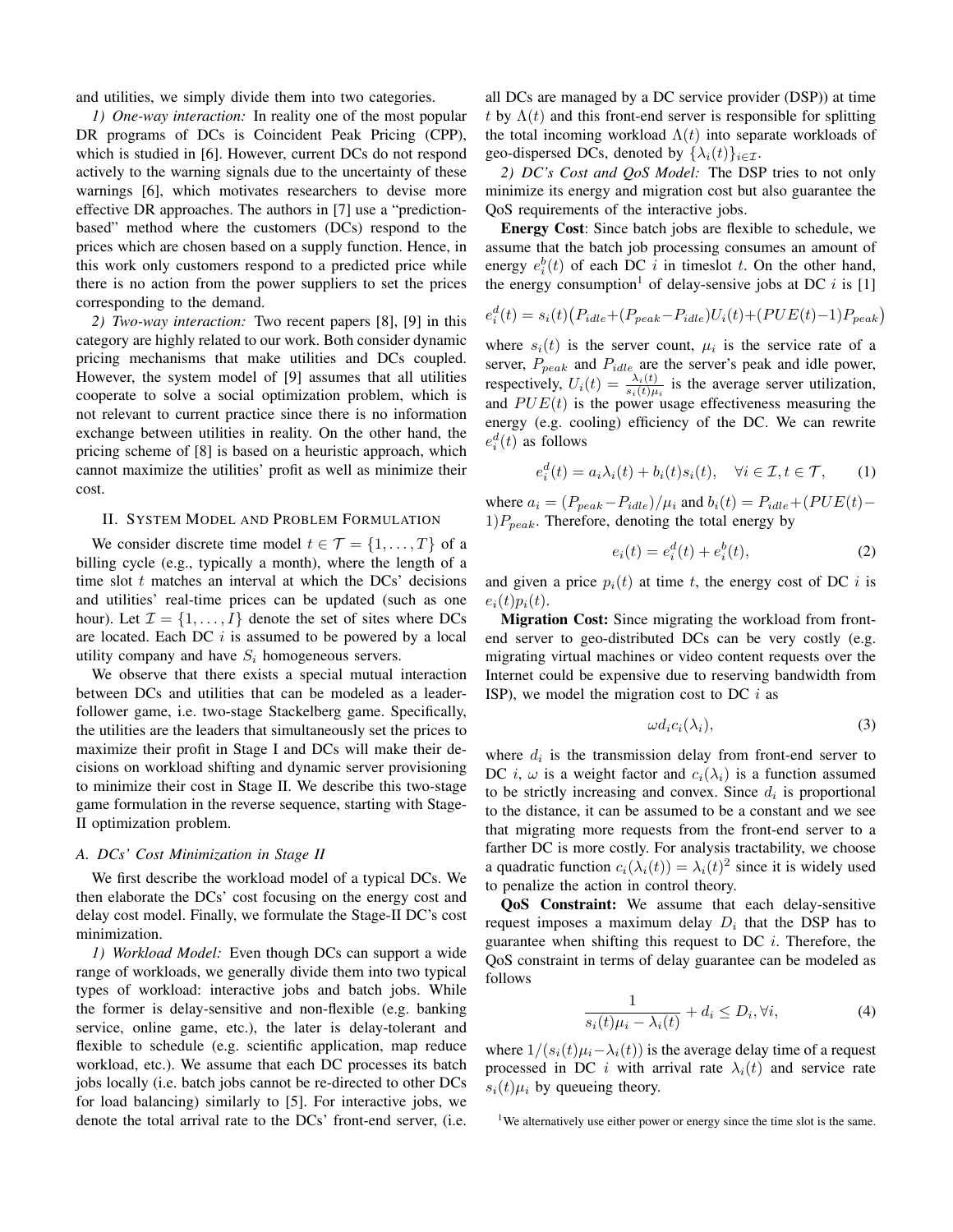and utilities, we simply divide them into two categories.

*1) One-way interaction:* In reality one of the most popular DR programs of DCs is Coincident Peak Pricing (CPP), which is studied in [6]. However, current DCs do not respond actively to the warning signals due to the uncertainty of these warnings [6], which motivates researchers to devise more effective DR approaches. The authors in [7] use a "prediction-based" method where the customers (DCs) respond to the prices which are chosen based on a supply function. Hence, in this work only customers respond to a predicted price while there is no action from the power suppliers to set the prices corresponding to the demand.

*2) Two-way interaction:* Two recent papers [8], [9] in this category are highly related to our work. Both consider dynamic pricing mechanisms that make utilities and DCs coupled. However, the system model of [9] assumes that all utilities cooperate to solve a social optimization problem, which is not relevant to current practice since there is no information exchange between utilities in reality. On the other hand, the pricing scheme of [8] is based on a heuristic approach, which cannot maximize the utilities' profit as well as minimize their cost.

## II. System Model and Problem Formulation

We consider discrete time model $t \in \mathcal{T} = \{1, \ldots, T\}$ of a billing cycle (e.g., typically a month), where the length of a time slot $t$ matches an interval at which the DCs' decisions and utilities' real-time prices can be updated (such as one hour). Let $\mathcal{I} = \{1, \ldots, I\}$ denote the set of sites where DCs are located. Each DC $i$ is assumed to be powered by a local utility company and have $S_i$ homogeneous servers.

We observe that there exists a special mutual interaction between DCs and utilities that can be modeled as a leader-follower game, i.e. two-stage Stackelberg game. Specifically, the utilities are the leaders that simultaneously set the prices to maximize their profit in Stage I and DCs will make their decisions on workload shifting and dynamic server provisioning to minimize their cost in Stage II. We describe this two-stage game formulation in the reverse sequence, starting with Stage-II optimization problem.

### A. DCs' Cost Minimization in Stage II

We first describe the workload model of a typical DCs. We then elaborate the DCs' cost focusing on the energy cost and delay cost model. Finally, we formulate the Stage-II DC's cost minimization.

*1) Workload Model:* Even though DCs can support a wide range of workloads, we generally divide them into two typical types of workload: interactive jobs and batch jobs. While the former is delay-sensitive and non-flexible (e.g. banking service, online game, etc.), the later is delay-tolerant and flexible to schedule (e.g. scientific application, map reduce workload, etc.). We assume that each DC processes its batch jobs locally (i.e. batch jobs cannot be re-directed to other DCs for load balancing) similarly to [5]. For interactive jobs, we denote the total arrival rate to the DCs' front-end server, (i.e. all DCs are managed by a DC service provider (DSP)) at time $t$ by $\Lambda(t)$ and this front-end server is responsible for splitting the total incoming workload $\Lambda(t)$ into separate workloads of geo-dispersed DCs, denoted by $\{\lambda_i(t)\}_{i \in \mathcal{I}}$.

*2) DC's Cost and QoS Model:* The DSP tries to not only minimize its energy and migration cost but also guarantee the QoS requirements of the interactive jobs.

**Energy Cost**: Since batch jobs are flexible to schedule, we assume that the batch job processing consumes an amount of energy $e_i^b(t)$ of each DC $i$ in timeslot $t$. On the other hand, the energy consumption[1] of delay-sensive jobs at DC $i$ is [1]

$$e_i^d(t) = s_i(t)\big(P_{idle} + (P_{peak} - P_{idle})U_i(t) + (PUE(t) - 1)P_{peak}\big)$$

where $s_i(t)$ is the server count, $\mu_i$ is the service rate of a server, $P_{peak}$ and $P_{idle}$ are the server's peak and idle power, respectively, $U_i(t) = \frac{\lambda_i(t)}{s_i(t)\mu_i}$ is the average server utilization, and $PUE(t)$ is the power usage effectiveness measuring the energy (e.g. cooling) efficiency of the DC. We can rewrite $e_i^d(t)$ as follows

$$e_i^d(t) = a_i \lambda_i(t) + b_i(t) s_i(t), \quad \forall i \in \mathcal{I}, t \in \mathcal{T}, \tag{1}$$

where $a_i = (P_{peak} - P_{idle})/\mu_i$ and $b_i(t) = P_{idle} + (PUE(t) - 1)P_{peak}$. Therefore, denoting the total energy by

$$e_i(t) = e_i^d(t) + e_i^b(t), \tag{2}$$

and given a price $p_i(t)$ at time $t$, the energy cost of DC $i$ is $e_i(t)p_i(t)$.

**Migration Cost:** Since migrating the workload from front-end server to geo-distributed DCs can be very costly (e.g. migrating virtual machines or video content requests over the Internet could be expensive due to reserving bandwidth from ISP), we model the migration cost to DC $i$ as

$$\omega d_i c_i(\lambda_i), \tag{3}$$

where $d_i$ is the transmission delay from front-end server to DC $i$, $\omega$ is a weight factor and $c_i(\lambda_i)$ is a function assumed to be strictly increasing and convex. Since $d_i$ is proportional to the distance, it can be assumed to be a constant and we see that migrating more requests from the front-end server to a farther DC is more costly. For analysis tractability, we choose a quadratic function $c_i(\lambda_i(t)) = \lambda_i(t)^2$ since it is widely used to penalize the action in control theory.

**QoS Constraint:** We assume that each delay-sensitive request imposes a maximum delay $D_i$ that the DSP has to guarantee when shifting this request to DC $i$. Therefore, the QoS constraint in terms of delay guarantee can be modeled as follows

$$\frac{1}{s_i(t)\mu_i - \lambda_i(t)} + d_i \leq D_i, \forall i, \tag{4}$$

where $1/(s_i(t)\mu_i - \lambda_i(t))$ is the average delay time of a request processed in DC $i$ with arrival rate $\lambda_i(t)$ and service rate $s_i(t)\mu_i$ by queueing theory.

[1] We alternatively use either power or energy since the time slot is the same.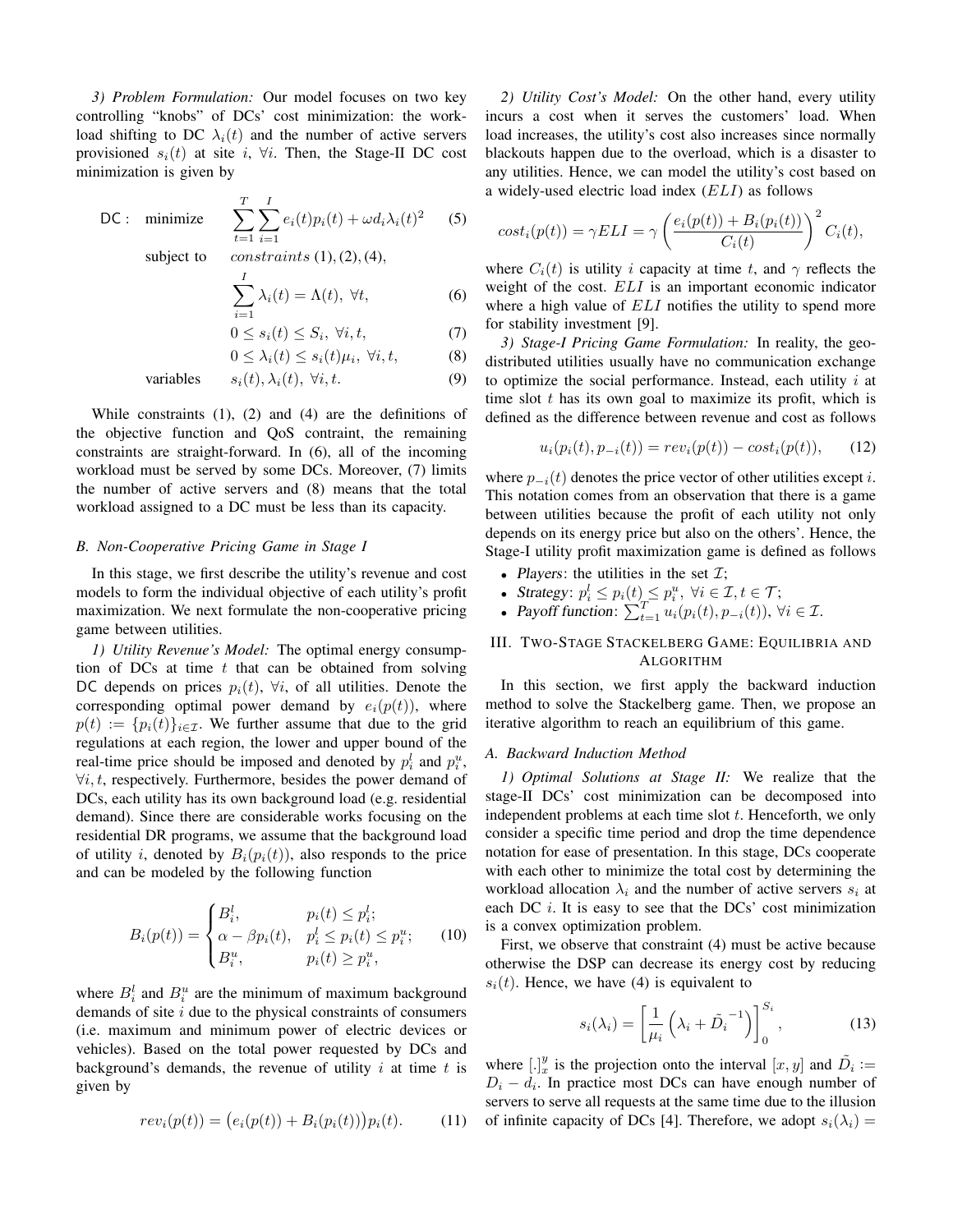*3) Problem Formulation:* Our model focuses on two key controlling "knobs" of DCs' cost minimization: the workload shifting to DC $\lambda_i(t)$ and the number of active servers provisioned $s_i(t)$ at site $i$, $\forall i$. Then, the Stage-II DC cost minimization is given by

$$
\begin{aligned}
\mathsf{DC}: \quad \text{minimize} \quad & \sum_{t=1}^{T}\sum_{i=1}^{I} e_i(t)p_i(t) + \omega d_i \lambda_i(t)^2 && (5)\\
\text{subject to} \quad & constraints\ (1),(2),(4), \\
& \sum_{i=1}^{I} \lambda_i(t) = \Lambda(t),\ \forall t, && (6)\\
& 0 \le s_i(t) \le S_i,\ \forall i,t, && (7)\\
& 0 \le \lambda_i(t) \le s_i(t)\mu_i,\ \forall i,t, && (8)\\
\text{variables} \quad & s_i(t), \lambda_i(t),\ \forall i,t. && (9)
\end{aligned}
$$

While constraints (1), (2) and (4) are the definitions of the objective function and QoS contraint, the remaining constraints are straight-forward. In (6), all of the incoming workload must be served by some DCs. Moreover, (7) limits the number of active servers and (8) means that the total workload assigned to a DC must be less than its capacity.

### B. Non-Cooperative Pricing Game in Stage I

In this stage, we first describe the utility's revenue and cost models to form the individual objective of each utility's profit maximization. We next formulate the non-cooperative pricing game between utilities.

*1) Utility Revenue's Model:* The optimal energy consumption of DCs at time $t$ that can be obtained from solving $\mathsf{DC}$ depends on prices $p_i(t)$, $\forall i$, of all utilities. Denote the corresponding optimal power demand by $e_i(p(t))$, where $p(t) := \{p_i(t)\}_{i\in\mathcal{I}}$. We further assume that due to the grid regulations at each region, the lower and upper bound of the real-time price should be imposed and denoted by $p_i^l$ and $p_i^u$, $\forall i,t$, respectively. Furthermore, besides the power demand of DCs, each utility has its own background load (e.g. residential demand). Since there are considerable works focusing on the residential DR programs, we assume that the background load of utility $i$, denoted by $B_i(p_i(t))$, also responds to the price and can be modeled by the following function

$$
B_i(p(t)) = \begin{cases} B_i^l, & p_i(t) \le p_i^l; \\ \alpha - \beta p_i(t), & p_i^l \le p_i(t) \le p_i^u; \\ B_i^u, & p_i(t) \ge p_i^u, \end{cases} \qquad (10)
$$

where $B_i^l$ and $B_i^u$ are the minimum of maximum background demands of site $i$ due to the physical constraints of consumers (i.e. maximum and minimum power of electric devices or vehicles). Based on the total power requested by DCs and background's demands, the revenue of utility $i$ at time $t$ is given by

$$
rev_i(p(t)) = \big(e_i(p(t)) + B_i(p_i(t))\big)p_i(t). \qquad (11)
$$

*2) Utility Cost's Model:* On the other hand, every utility incurs a cost when it serves the customers' load. When load increases, the utility's cost also increases since normally blackouts happen due to the overload, which is a disaster to any utilities. Hence, we can model the utility's cost based on a widely-used electric load index ($ELI$) as follows

$$
cost_i(p(t)) = \gamma ELI = \gamma \left(\frac{e_i(p(t)) + B_i(p_i(t))}{C_i(t)}\right)^2 C_i(t),
$$

where $C_i(t)$ is utility $i$ capacity at time $t$, and $\gamma$ reflects the weight of the cost. $ELI$ is an important economic indicator where a high value of $ELI$ notifies the utility to spend more for stability investment [9].

*3) Stage-I Pricing Game Formulation:* In reality, the geo-distributed utilities usually have no communication exchange to optimize the social performance. Instead, each utility $i$ at time slot $t$ has its own goal to maximize its profit, which is defined as the difference between revenue and cost as follows

$$
u_i(p_i(t), p_{-i}(t)) = rev_i(p(t)) - cost_i(p(t)), \qquad (12)
$$

where $p_{-i}(t)$ denotes the price vector of other utilities except $i$. This notation comes from an observation that there is a game between utilities because the profit of each utility not only depends on its energy price but also on the others'. Hence, the Stage-I utility profit maximization game is defined as follows

- *Players*: the utilities in the set $\mathcal{I}$;
- *Strategy*: $p_i^l \le p_i(t) \le p_i^u,\ \forall i \in \mathcal{I}, t \in \mathcal{T}$;
- *Payoff function*: $\sum_{t=1}^{T} u_i(p_i(t), p_{-i}(t)),\ \forall i \in \mathcal{I}$.

## III. Two-Stage Stackelberg Game: Equilibria and Algorithm

In this section, we first apply the backward induction method to solve the Stackelberg game. Then, we propose an iterative algorithm to reach an equilibrium of this game.

### A. Backward Induction Method

*1) Optimal Solutions at Stage II:* We realize that the stage-II DCs' cost minimization can be decomposed into independent problems at each time slot $t$. Henceforth, we only consider a specific time period and drop the time dependence notation for ease of presentation. In this stage, DCs cooperate with each other to minimize the total cost by determining the workload allocation $\lambda_i$ and the number of active servers $s_i$ at each DC $i$. It is easy to see that the DCs' cost minimization is a convex optimization problem.

First, we observe that constraint (4) must be active because otherwise the DSP can decrease its energy cost by reducing $s_i(t)$. Hence, we have (4) is equivalent to

$$
s_i(\lambda_i) = \left[\frac{1}{\mu_i}\left(\lambda_i + \tilde{D_i}^{-1}\right)\right]_0^{S_i}, \qquad (13)
$$

where $[.]_x^y$ is the projection onto the interval $[x, y]$ and $\tilde{D_i} := D_i - d_i$. In practice most DCs can have enough number of servers to serve all requests at the same time due to the illusion of infinite capacity of DCs [4]. Therefore, we adopt $s_i(\lambda_i) =$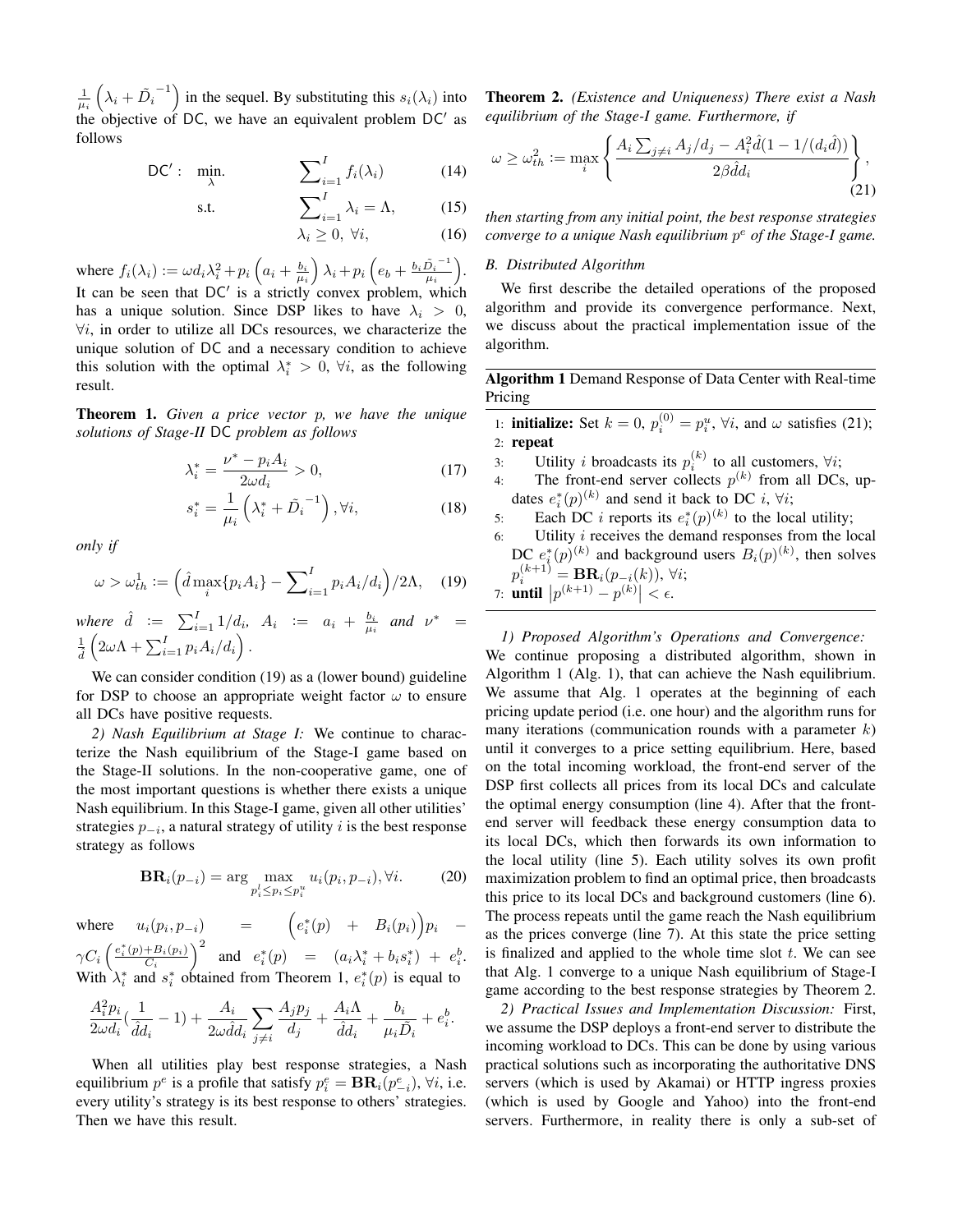$\frac{1}{\mu_i}\left(\lambda_i + \tilde{D_i}^{-1}\right)$ in the sequel. By substituting this $s_i(\lambda_i)$ into the objective of DC, we have an equivalent problem DC′ as follows

$$\mathsf{DC}': \quad \min_{\lambda}. \qquad \sum\nolimits_{i=1}^{I} f_i(\lambda_i) \tag{14}$$

$$\text{s.t.} \qquad \sum\nolimits_{i=1}^{I} \lambda_i = \Lambda, \tag{15}$$

$$\lambda_i \geq 0, \ \forall i, \tag{16}$$

where $f_i(\lambda_i) := \omega d_i \lambda_i^2 + p_i\left(a_i + \frac{b_i}{\mu_i}\right)\lambda_i + p_i\left(e_b + \frac{b_i \tilde{D_i}^{-1}}{\mu_i}\right)$. It can be seen that DC′ is a strictly convex problem, which has a unique solution. Since DSP likes to have $\lambda_i > 0$, $\forall i$, in order to utilize all DCs resources, we characterize the unique solution of DC and a necessary condition to achieve this solution with the optimal $\lambda_i^* > 0$, $\forall i$, as the following result.

**Theorem 1.** *Given a price vector $p$, we have the unique solutions of Stage-II* DC *problem as follows*

$$\lambda_i^* = \frac{\nu^* - p_i A_i}{2\omega d_i} > 0, \tag{17}$$

$$s_i^* = \frac{1}{\mu_i}\left(\lambda_i^* + \tilde{D_i}^{-1}\right), \forall i, \tag{18}$$

*only if*

$$\omega > \omega_{th}^1 := \Big(\hat{d}\max_i\{p_i A_i\} - \sum\nolimits_{i=1}^{I} p_i A_i/d_i\Big)/2\Lambda, \tag{19}$$

*where* $\hat{d} := \sum_{i=1}^{I} 1/d_i$, $A_i := a_i + \frac{b_i}{\mu_i}$ *and* $\nu^* = \frac{1}{\hat{d}}\left(2\omega\Lambda + \sum_{i=1}^{I} p_i A_i/d_i\right)$.

We can consider condition (19) as a (lower bound) guideline for DSP to choose an appropriate weight factor $\omega$ to ensure all DCs have positive requests.

*2) Nash Equilibrium at Stage I:* We continue to characterize the Nash equilibrium of the Stage-I game based on the Stage-II solutions. In the non-cooperative game, one of the most important questions is whether there exists a unique Nash equilibrium. In this Stage-I game, given all other utilities' strategies $p_{-i}$, a natural strategy of utility $i$ is the best response strategy as follows

$$\mathbf{BR}_i(p_{-i}) = \arg\max_{p_i^l \leq p_i \leq p_i^u} u_i(p_i, p_{-i}), \forall i. \tag{20}$$

where $u_i(p_i, p_{-i}) = \Big(e_i^*(p) + B_i(p_i)\Big)p_i - \gamma C_i\left(\frac{e_i^*(p)+B_i(p_i)}{C_i}\right)^2$ and $e_i^*(p) = (a_i\lambda_i^* + b_i s_i^*) + e_i^b$. With $\lambda_i^*$ and $s_i^*$ obtained from Theorem 1, $e_i^*(p)$ is equal to

$$\frac{A_i^2 p_i}{2\omega d_i}\left(\frac{1}{\hat{d}d_i} - 1\right) + \frac{A_i}{2\omega\hat{d}d_i}\sum_{j\neq i}\frac{A_j p_j}{d_j} + \frac{A_i\Lambda}{\hat{d}d_i} + \frac{b_i}{\mu_i\tilde{D}_i} + e_i^b.$$

When all utilities play best response strategies, a Nash equilibrium $p^e$ is a profile that satisfy $p_i^e = \mathbf{BR}_i(p_{-i}^e)$, $\forall i$, i.e. every utility's strategy is its best response to others' strategies. Then we have this result.

**Theorem 2.** *(Existence and Uniqueness) There exist a Nash equilibrium of the Stage-I game. Furthermore, if*

$$\omega \geq \omega_{th}^2 := \max_i\left\{\frac{A_i\sum_{j\neq i}A_j/d_j - A_i^2\hat{d}(1 - 1/(d_i\hat{d}))}{2\beta\hat{d}d_i}\right\}, \tag{21}$$

*then starting from any initial point, the best response strategies converge to a unique Nash equilibrium $p^e$ of the Stage-I game.*

## B. Distributed Algorithm

We first describe the detailed operations of the proposed algorithm and provide its convergence performance. Next, we discuss about the practical implementation issue of the algorithm.

**Algorithm 1** Demand Response of Data Center with Real-time Pricing

1: **initialize:** Set $k = 0$, $p_i^{(0)} = p_i^u$, $\forall i$, and $\omega$ satisfies (21);
2: **repeat**
3: Utility $i$ broadcasts its $p_i^{(k)}$ to all customers, $\forall i$;
4: The front-end server collects $p^{(k)}$ from all DCs, updates $e_i^*(p)^{(k)}$ and send it back to DC $i$, $\forall i$;
5: Each DC $i$ reports its $e_i^*(p)^{(k)}$ to the local utility;
6: Utility $i$ receives the demand responses from the local DC $e_i^*(p)^{(k)}$ and background users $B_i(p)^{(k)}$, then solves $p_i^{(k+1)} = \mathbf{BR}_i(p_{-i}(k))$, $\forall i$;
7: **until** $\left|p^{(k+1)} - p^{(k)}\right| < \epsilon$.

*1) Proposed Algorithm's Operations and Convergence:* We continue proposing a distributed algorithm, shown in Algorithm 1 (Alg. 1), that can achieve the Nash equilibrium. We assume that Alg. 1 operates at the beginning of each pricing update period (i.e. one hour) and the algorithm runs for many iterations (communication rounds with a parameter $k$) until it converges to a price setting equilibrium. Here, based on the total incoming workload, the front-end server of the DSP first collects all prices from its local DCs and calculate the optimal energy consumption (line 4). After that the front-end server will feedback these energy consumption data to its local DCs, which then forwards its own information to the local utility (line 5). Each utility solves its own profit maximization problem to find an optimal price, then broadcasts this price to its local DCs and background customers (line 6). The process repeats until the game reach the Nash equilibrium as the prices converge (line 7). At this state the price setting is finalized and applied to the whole time slot $t$. We can see that Alg. 1 converge to a unique Nash equilibrium of Stage-I game according to the best response strategies by Theorem 2.

*2) Practical Issues and Implementation Discussion:* First, we assume the DSP deploys a front-end server to distribute the incoming workload to DCs. This can be done by using various practical solutions such as incorporating the authoritative DNS servers (which is used by Akamai) or HTTP ingress proxies (which is used by Google and Yahoo) into the front-end servers. Furthermore, in reality there is only a sub-set of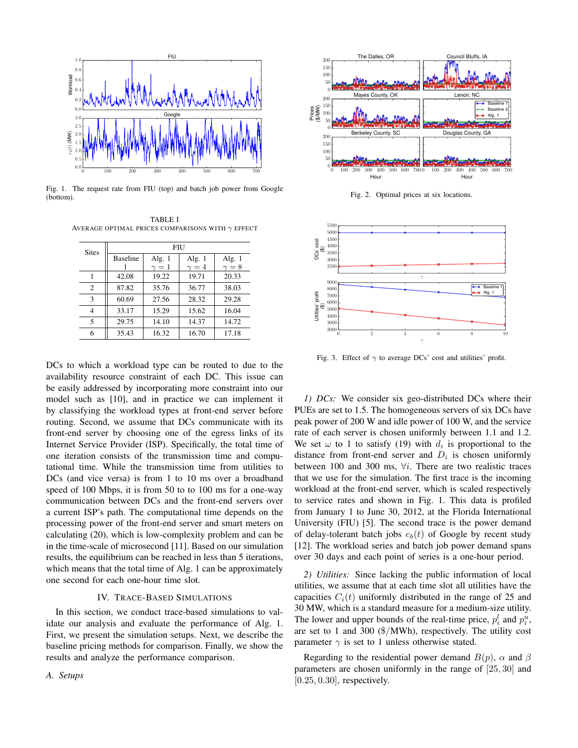Fig. 1. The request rate from FIU (top) and batch job power from Google (bottom).

Fig. 2. Optimal prices at six locations.

TABLE I
AVERAGE OPTIMAL PRICES COMPARISONS WITH $\gamma$ EFFECT

| Sites | FIU | | | |
|---|---|---|---|---|
| | Baseline 1 | Alg. 1 $\gamma = 1$ | Alg. 1 $\gamma = 4$ | Alg. 1 $\gamma = 8$ |
| 1 | 42.08 | 19.22 | 19.71 | 20.33 |
| 2 | 87.82 | 35.76 | 36.77 | 38.03 |
| 3 | 60.69 | 27.56 | 28.32 | 29.28 |
| 4 | 33.17 | 15.29 | 15.62 | 16.04 |
| 5 | 29.75 | 14.10 | 14.37 | 14.72 |
| 6 | 35.43 | 16.32 | 16.70 | 17.18 |

Fig. 3. Effect of $\gamma$ to average DCs' cost and utilities' profit.

DCs to which a workload type can be routed to due to the availability resource constraint of each DC. This issue can be easily addressed by incorporating more constraint into our model such as [10], and in practice we can implement it by classifying the workload types at front-end server before routing. Second, we assume that DCs communicate with its front-end server by choosing one of the egress links of its Internet Service Provider (ISP). Specifically, the total time of one iteration consists of the transmission time and computational time. While the transmission time from utilities to DCs (and vice versa) is from 1 to 10 ms over a broadband speed of 100 Mbps, it is from 50 to to 100 ms for a one-way communication between DCs and the front-end servers over a current ISP's path. The computational time depends on the processing power of the front-end server and smart meters on calculating (20), which is low-complexity problem and can be in the time-scale of microsecond [11]. Based on our simulation results, the equilibrium can be reached in less than 5 iterations, which means that the total time of Alg. 1 can be approximately one second for each one-hour time slot.

## IV. Trace-Based Simulations

In this section, we conduct trace-based simulations to validate our analysis and evaluate the performance of Alg. 1. First, we present the simulation setups. Next, we describe the baseline pricing methods for comparison. Finally, we show the results and analyze the performance comparison.

### A. Setups

*1) DCs:* We consider six geo-distributed DCs where their PUEs are set to 1.5. The homogeneous servers of six DCs have peak power of 200 W and idle power of 100 W, and the service rate of each server is chosen uniformly between 1.1 and 1.2. We set $\omega$ to 1 to satisfy (19) with $d_i$ is proportional to the distance from front-end server and $D_i$ is chosen uniformly between 100 and 300 ms, $\forall i$. There are two realistic traces that we use for the simulation. The first trace is the incoming workload at the front-end server, which is scaled respectively to service rates and shown in Fig. 1. This data is profiled from January 1 to June 30, 2012, at the Florida International University (FIU) [5]. The second trace is the power demand of delay-tolerant batch jobs $e_b(t)$ of Google by recent study [12]. The workload series and batch job power demand spans over 30 days and each point of series is a one-hour period.

*2) Utilities:* Since lacking the public information of local utilities, we assume that at each time slot all utilities have the capacities $C_i(t)$ uniformly distributed in the range of 25 and 30 MW, which is a standard measure for a medium-size utility. The lower and upper bounds of the real-time price, $p_i^l$ and $p_i^u$, are set to 1 and 300 (\$/MWh), respectively. The utility cost parameter $\gamma$ is set to 1 unless otherwise stated.

Regarding to the residential power demand $B(p)$, $\alpha$ and $\beta$ parameters are chosen uniformly in the range of $[25, 30]$ and $[0.25, 0.30]$, respectively.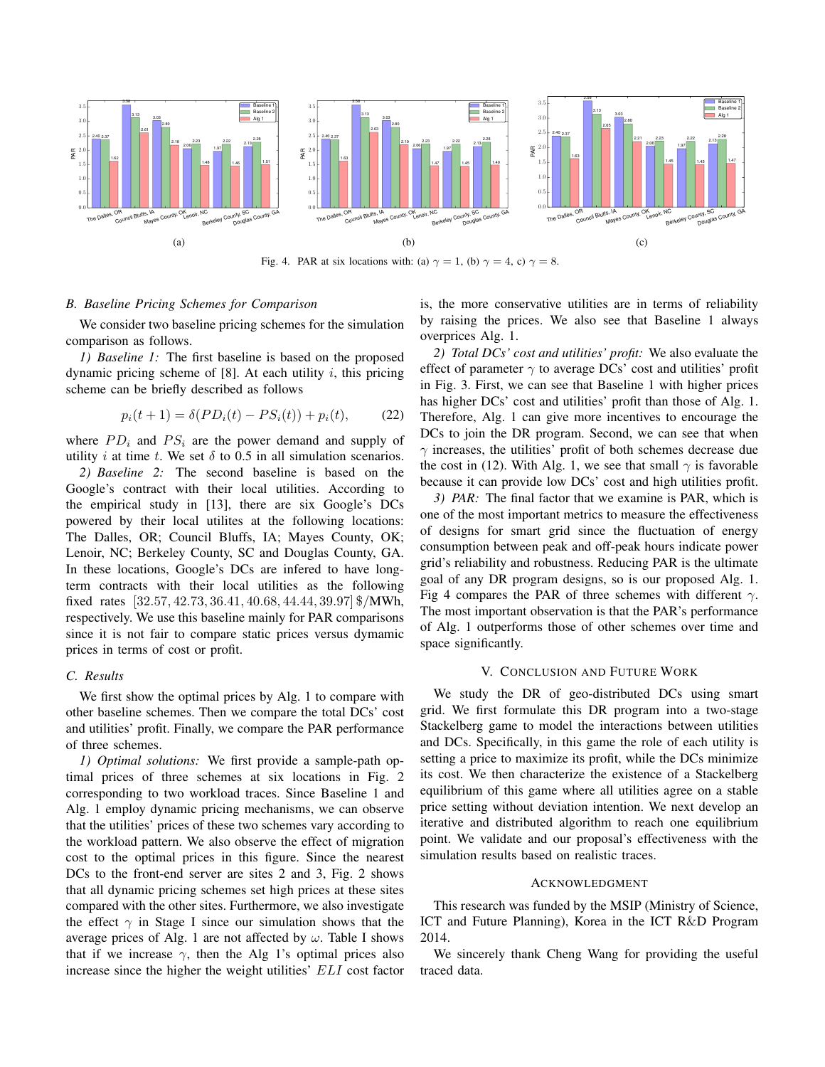Fig. 4. PAR at six locations with: (a) $\gamma = 1$, (b) $\gamma = 4$, c) $\gamma = 8$.

### B. Baseline Pricing Schemes for Comparison

We consider two baseline pricing schemes for the simulation comparison as follows.

*1) Baseline 1:* The first baseline is based on the proposed dynamic pricing scheme of [8]. At each utility $i$, this pricing scheme can be briefly described as follows

$$p_i(t+1) = \delta(PD_i(t) - PS_i(t)) + p_i(t), \qquad (22)$$

where $PD_i$ and $PS_i$ are the power demand and supply of utility $i$ at time $t$. We set $\delta$ to 0.5 in all simulation scenarios.

*2) Baseline 2:* The second baseline is based on the Google's contract with their local utilities. According to the empirical study in [13], there are six Google's DCs powered by their local utilites at the following locations: The Dalles, OR; Council Bluffs, IA; Mayes County, OK; Lenoir, NC; Berkeley County, SC and Douglas County, GA. In these locations, Google's DCs are infered to have long-term contracts with their local utilities as the following fixed rates $[32.57, 42.73, 36.41, 40.68, 44.44, 39.97]$ \$/MWh, respectively. We use this baseline mainly for PAR comparisons since it is not fair to compare static prices versus dymamic prices in terms of cost or profit.

### C. Results

We first show the optimal prices by Alg. 1 to compare with other baseline schemes. Then we compare the total DCs' cost and utilities' profit. Finally, we compare the PAR performance of three schemes.

*1) Optimal solutions:* We first provide a sample-path optimal prices of three schemes at six locations in Fig. 2 corresponding to two workload traces. Since Baseline 1 and Alg. 1 employ dynamic pricing mechanisms, we can observe that the utilities' prices of these two schemes vary according to the workload pattern. We also observe the effect of migration cost to the optimal prices in this figure. Since the nearest DCs to the front-end server are sites 2 and 3, Fig. 2 shows that all dynamic pricing schemes set high prices at these sites compared with the other sites. Furthermore, we also investigate the effect $\gamma$ in Stage I since our simulation shows that the average prices of Alg. 1 are not affected by $\omega$. Table I shows that if we increase $\gamma$, then the Alg 1's optimal prices also increase since the higher the weight utilities' $ELI$ cost factor is, the more conservative utilities are in terms of reliability by raising the prices. We also see that Baseline 1 always overprices Alg. 1.

*2) Total DCs' cost and utilities' profit:* We also evaluate the effect of parameter $\gamma$ to average DCs' cost and utilities' profit in Fig. 3. First, we can see that Baseline 1 with higher prices has higher DCs' cost and utilities' profit than those of Alg. 1. Therefore, Alg. 1 can give more incentives to encourage the DCs to join the DR program. Second, we can see that when $\gamma$ increases, the utilities' profit of both schemes decrease due the cost in (12). With Alg. 1, we see that small $\gamma$ is favorable because it can provide low DCs' cost and high utilities profit.

*3) PAR:* The final factor that we examine is PAR, which is one of the most important metrics to measure the effectiveness of designs for smart grid since the fluctuation of energy consumption between peak and off-peak hours indicate power grid's reliability and robustness. Reducing PAR is the ultimate goal of any DR program designs, so is our proposed Alg. 1. Fig 4 compares the PAR of three schemes with different $\gamma$. The most important observation is that the PAR's performance of Alg. 1 outperforms those of other schemes over time and space significantly.

## V. Conclusion and Future Work

We study the DR of geo-distributed DCs using smart grid. We first formulate this DR program into a two-stage Stackelberg game to model the interactions between utilities and DCs. Specifically, in this game the role of each utility is setting a price to maximize its profit, while the DCs minimize its cost. We then characterize the existence of a Stackelberg equilibrium of this game where all utilities agree on a stable price setting without deviation intention. We next develop an iterative and distributed algorithm to reach one equilibrium point. We validate and our proposal's effectiveness with the simulation results based on realistic traces.

## Acknowledgment

This research was funded by the MSIP (Ministry of Science, ICT and Future Planning), Korea in the ICT R&D Program 2014.

We sincerely thank Cheng Wang for providing the useful traced data.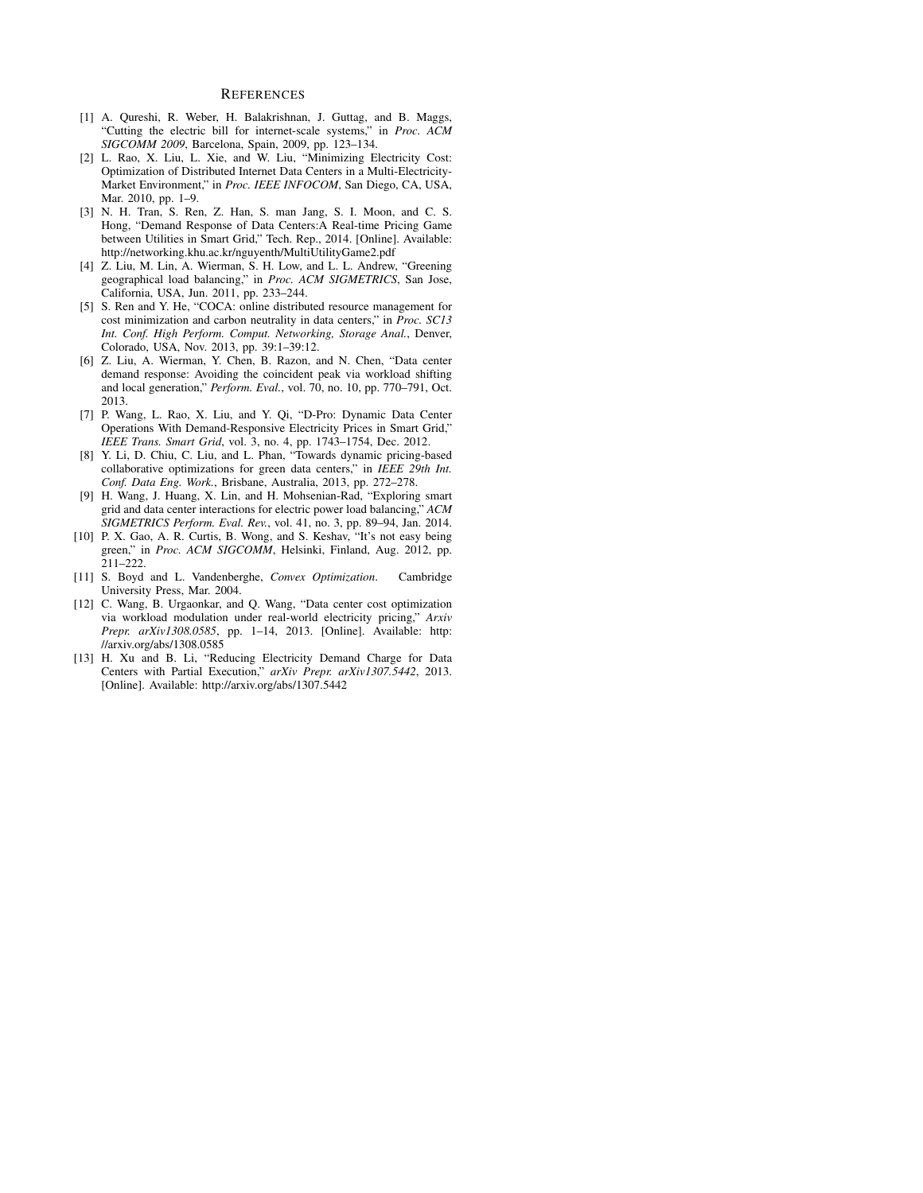# REFERENCES

[1] A. Qureshi, R. Weber, H. Balakrishnan, J. Guttag, and B. Maggs, "Cutting the electric bill for internet-scale systems," in *Proc. ACM SIGCOMM 2009*, Barcelona, Spain, 2009, pp. 123–134.

[2] L. Rao, X. Liu, L. Xie, and W. Liu, "Minimizing Electricity Cost: Optimization of Distributed Internet Data Centers in a Multi-Electricity-Market Environment," in *Proc. IEEE INFOCOM*, San Diego, CA, USA, Mar. 2010, pp. 1–9.

[3] N. H. Tran, S. Ren, Z. Han, S. man Jang, S. I. Moon, and C. S. Hong, "Demand Response of Data Centers:A Real-time Pricing Game between Utilities in Smart Grid," Tech. Rep., 2014. [Online]. Available: http://networking.khu.ac.kr/nguyenth/MultiUtilityGame2.pdf

[4] Z. Liu, M. Lin, A. Wierman, S. H. Low, and L. L. Andrew, "Greening geographical load balancing," in *Proc. ACM SIGMETRICS*, San Jose, California, USA, Jun. 2011, pp. 233–244.

[5] S. Ren and Y. He, "COCA: online distributed resource management for cost minimization and carbon neutrality in data centers," in *Proc. SC13 Int. Conf. High Perform. Comput. Networking, Storage Anal.*, Denver, Colorado, USA, Nov. 2013, pp. 39:1–39:12.

[6] Z. Liu, A. Wierman, Y. Chen, B. Razon, and N. Chen, "Data center demand response: Avoiding the coincident peak via workload shifting and local generation," *Perform. Eval.*, vol. 70, no. 10, pp. 770–791, Oct. 2013.

[7] P. Wang, L. Rao, X. Liu, and Y. Qi, "D-Pro: Dynamic Data Center Operations With Demand-Responsive Electricity Prices in Smart Grid," *IEEE Trans. Smart Grid*, vol. 3, no. 4, pp. 1743–1754, Dec. 2012.

[8] Y. Li, D. Chiu, C. Liu, and L. Phan, "Towards dynamic pricing-based collaborative optimizations for green data centers," in *IEEE 29th Int. Conf. Data Eng. Work.*, Brisbane, Australia, 2013, pp. 272–278.

[9] H. Wang, J. Huang, X. Lin, and H. Mohsenian-Rad, "Exploring smart grid and data center interactions for electric power load balancing," *ACM SIGMETRICS Perform. Eval. Rev.*, vol. 41, no. 3, pp. 89–94, Jan. 2014.

[10] P. X. Gao, A. R. Curtis, B. Wong, and S. Keshav, "It's not easy being green," in *Proc. ACM SIGCOMM*, Helsinki, Finland, Aug. 2012, pp. 211–222.

[11] S. Boyd and L. Vandenberghe, *Convex Optimization*. Cambridge University Press, Mar. 2004.

[12] C. Wang, B. Urgaonkar, and Q. Wang, "Data center cost optimization via workload modulation under real-world electricity pricing," *Arxiv Prepr. arXiv1308.0585*, pp. 1–14, 2013. [Online]. Available: http://arxiv.org/abs/1308.0585

[13] H. Xu and B. Li, "Reducing Electricity Demand Charge for Data Centers with Partial Execution," *arXiv Prepr. arXiv1307.5442*, 2013. [Online]. Available: http://arxiv.org/abs/1307.5442